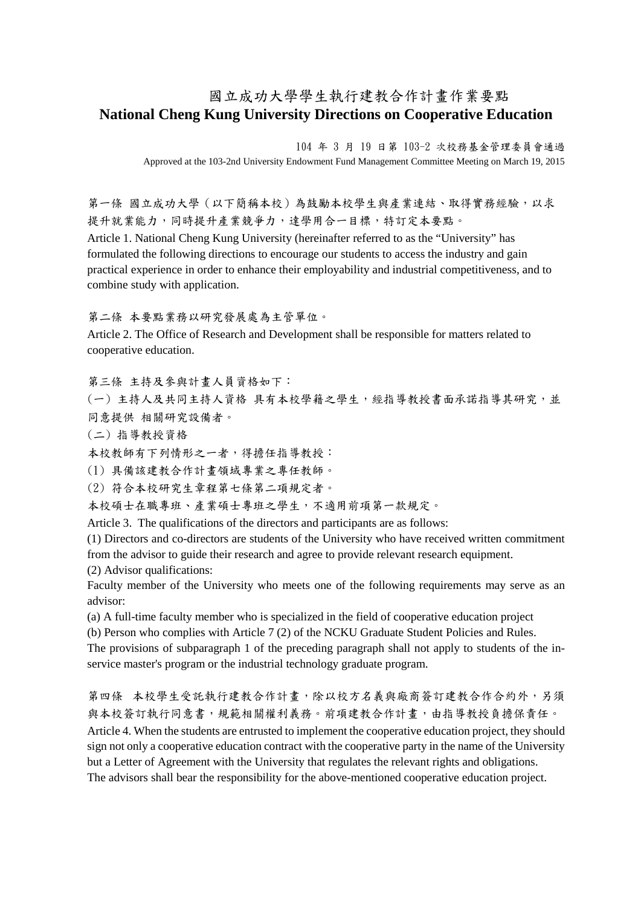# 國立成功大學學生執行建教合作計畫作業要點
# National Cheng Kung University Directions on Cooperative Education

104 年 3 月 19 日第 103-2 次校務基金管理委員會通過

Approved at the 103-2nd University Endowment Fund Management Committee Meeting on March 19, 2015

第一條 國立成功大學（以下簡稱本校）為鼓勵本校學生與產業連結、取得實務經驗，以求提升就業能力，同時提升產業競爭力，達學用合一目標，特訂定本要點。

Article 1. National Cheng Kung University (hereinafter referred to as the "University" has formulated the following directions to encourage our students to access the industry and gain practical experience in order to enhance their employability and industrial competitiveness, and to combine study with application.

第二條 本要點業務以研究發展處為主管單位。

Article 2. The Office of Research and Development shall be responsible for matters related to cooperative education.

第三條 主持及參與計畫人員資格如下：

(一) 主持人及共同主持人資格 具有本校學籍之學生，經指導教授書面承諾指導其研究，並同意提供 相關研究設備者。

(二) 指導教授資格

本校教師有下列情形之一者，得擔任指導教授：

(1) 具備該建教合作計畫領域專業之專任教師。

(2) 符合本校研究生章程第七條第二項規定者。

本校碩士在職專班、產業碩士專班之學生，不適用前項第一款規定。

Article 3. The qualifications of the directors and participants are as follows:

(1) Directors and co-directors are students of the University who have received written commitment from the advisor to guide their research and agree to provide relevant research equipment.

(2) Advisor qualifications:

Faculty member of the University who meets one of the following requirements may serve as an advisor:

(a) A full-time faculty member who is specialized in the field of cooperative education project

(b) Person who complies with Article 7 (2) of the NCKU Graduate Student Policies and Rules.

The provisions of subparagraph 1 of the preceding paragraph shall not apply to students of the in-service master's program or the industrial technology graduate program.

第四條 本校學生受託執行建教合作計畫，除以校方名義與廠商簽訂建教合作合約外，另須與本校簽訂執行同意書，規範相關權利義務。前項建教合作計畫，由指導教授負擔保責任。

Article 4. When the students are entrusted to implement the cooperative education project, they should sign not only a cooperative education contract with the cooperative party in the name of the University but a Letter of Agreement with the University that regulates the relevant rights and obligations.

The advisors shall bear the responsibility for the above-mentioned cooperative education project.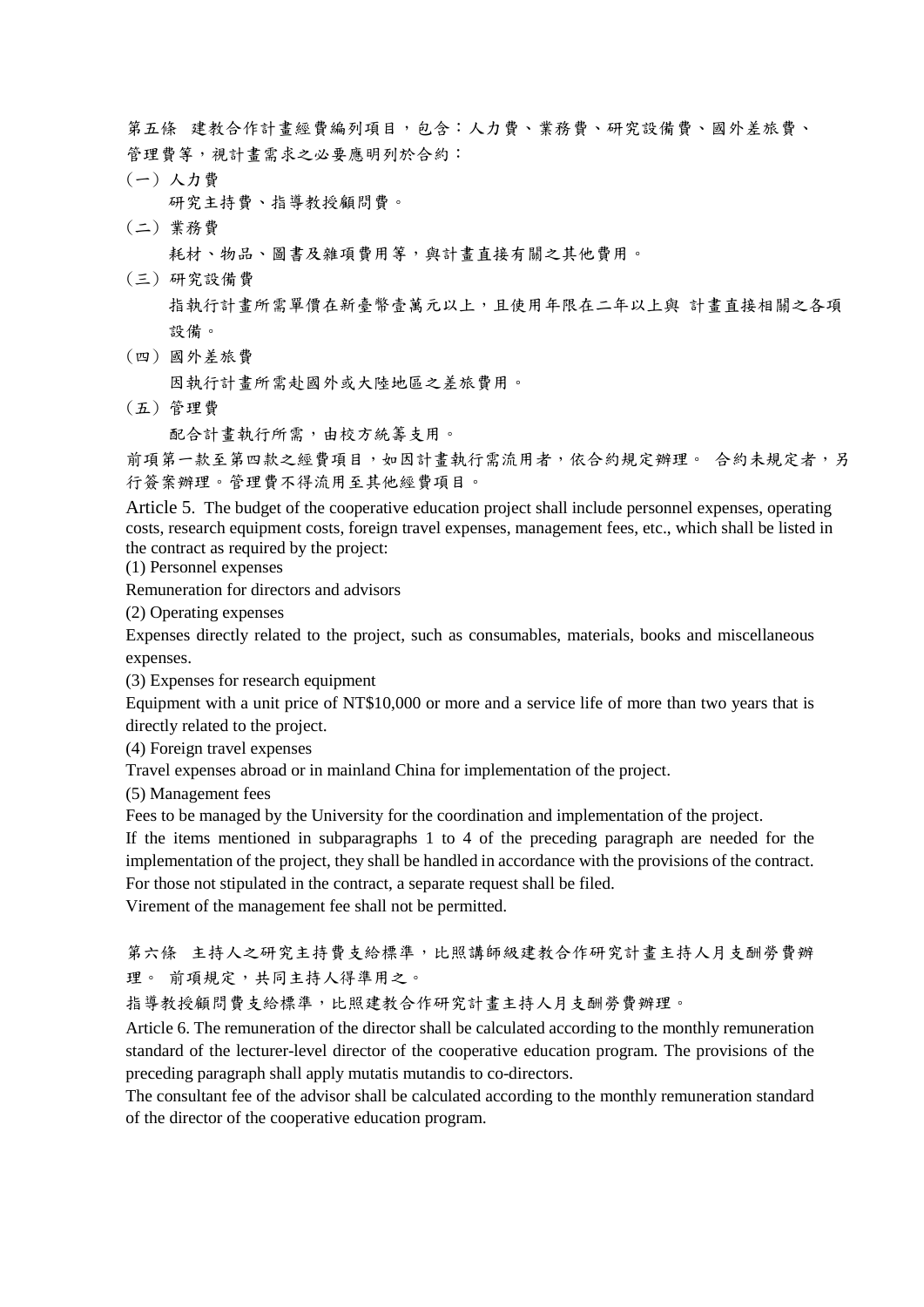第五條　建教合作計畫經費編列項目，包含：人力費、業務費、研究設備費、國外差旅費、管理費等，視計畫需求之必要應明列於合約：

（一）人力費

研究主持費、指導教授顧問費。

（二）業務費

耗材、物品、圖書及雜項費用等，與計畫直接有關之其他費用。

（三）研究設備費

指執行計畫所需單價在新臺幣壹萬元以上，且使用年限在二年以上與 計畫直接相關之各項設備。

（四）國外差旅費

因執行計畫所需赴國外或大陸地區之差旅費用。

（五）管理費

配合計畫執行所需，由校方統籌支用。

前項第一款至第四款之經費項目，如因計畫執行需流用者，依合約規定辦理。 合約未規定者，另行簽案辦理。管理費不得流用至其他經費項目。

Article 5. The budget of the cooperative education project shall include personnel expenses, operating costs, research equipment costs, foreign travel expenses, management fees, etc., which shall be listed in the contract as required by the project:

(1) Personnel expenses

Remuneration for directors and advisors

(2) Operating expenses

Expenses directly related to the project, such as consumables, materials, books and miscellaneous expenses.

(3) Expenses for research equipment

Equipment with a unit price of NT$10,000 or more and a service life of more than two years that is directly related to the project.

(4) Foreign travel expenses

Travel expenses abroad or in mainland China for implementation of the project.

(5) Management fees

Fees to be managed by the University for the coordination and implementation of the project.

If the items mentioned in subparagraphs 1 to 4 of the preceding paragraph are needed for the implementation of the project, they shall be handled in accordance with the provisions of the contract. For those not stipulated in the contract, a separate request shall be filed.

Virement of the management fee shall not be permitted.

第六條　主持人之研究主持費支給標準，比照講師級建教合作研究計畫主持人月支酬勞費辦理。 前項規定，共同主持人得準用之。

指導教授顧問費支給標準，比照建教合作研究計畫主持人月支酬勞費辦理。

Article 6. The remuneration of the director shall be calculated according to the monthly remuneration standard of the lecturer-level director of the cooperative education program. The provisions of the preceding paragraph shall apply mutatis mutandis to co-directors.

The consultant fee of the advisor shall be calculated according to the monthly remuneration standard of the director of the cooperative education program.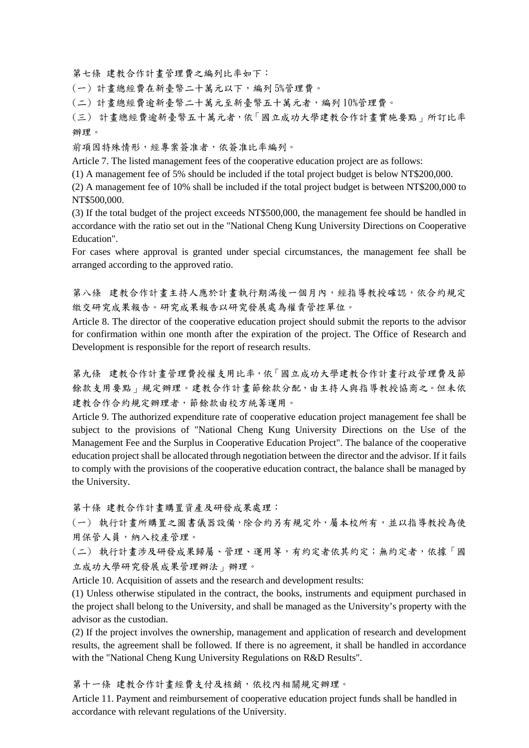第七條 建教合作計畫管理費之編列比率如下：

（一）計畫總經費在新臺幣二十萬元以下，編列 5%管理費。

（二）計畫總經費逾新臺幣二十萬元至新臺幣五十萬元者，編列 10%管理費。

（三） 計畫總經費逾新臺幣五十萬元者，依「國立成功大學建教合作計畫實施要點」所訂比率辦理。

前項因特殊情形，經專案簽准者，依簽准比率編列。

Article 7. The listed management fees of the cooperative education project are as follows:

(1) A management fee of 5% should be included if the total project budget is below NT$200,000.

(2) A management fee of 10% shall be included if the total project budget is between NT$200,000 to NT$500,000.

(3) If the total budget of the project exceeds NT$500,000, the management fee should be handled in accordance with the ratio set out in the "National Cheng Kung University Directions on Cooperative Education".

For cases where approval is granted under special circumstances, the management fee shall be arranged according to the approved ratio.

第八條 建教合作計畫主持人應於計畫執行期滿後一個月內，經指導教授確認，依合約規定繳交研究成果報告。研究成果報告以研究發展處為權責管控單位。

Article 8. The director of the cooperative education project should submit the reports to the advisor for confirmation within one month after the expiration of the project. The Office of Research and Development is responsible for the report of research results.

第九條 建教合作計畫管理費授權支用比率，依「國立成功大學建教合作計畫行政管理費及節餘款支用要點」規定辦理。建教合作計畫節餘款分配，由主持人與指導教授協商之。但未依建教合作合約規定辦理者，節餘款由校方統籌運用。

Article 9. The authorized expenditure rate of cooperative education project management fee shall be subject to the provisions of "National Cheng Kung University Directions on the Use of the Management Fee and the Surplus in Cooperative Education Project". The balance of the cooperative education project shall be allocated through negotiation between the director and the advisor. If it fails to comply with the provisions of the cooperative education contract, the balance shall be managed by the University.

第十條 建教合作計畫購置資產及研發成果處理：

（一） 執行計畫所購置之圖書儀器設備，除合約另有規定外，屬本校所有，並以指導教授為使用保管人員，納入校產管理。

（二） 執行計畫涉及研發成果歸屬、管理、運用等，有約定者依其約定；無約定者，依據「國立成功大學研究發展成果管理辦法」辦理。

Article 10. Acquisition of assets and the research and development results:

(1) Unless otherwise stipulated in the contract, the books, instruments and equipment purchased in the project shall belong to the University, and shall be managed as the University's property with the advisor as the custodian.

(2) If the project involves the ownership, management and application of research and development results, the agreement shall be followed. If there is no agreement, it shall be handled in accordance with the "National Cheng Kung University Regulations on R&D Results".

第十一條 建教合作計畫經費支付及核銷，依校內相關規定辦理。

Article 11. Payment and reimbursement of cooperative education project funds shall be handled in accordance with relevant regulations of the University.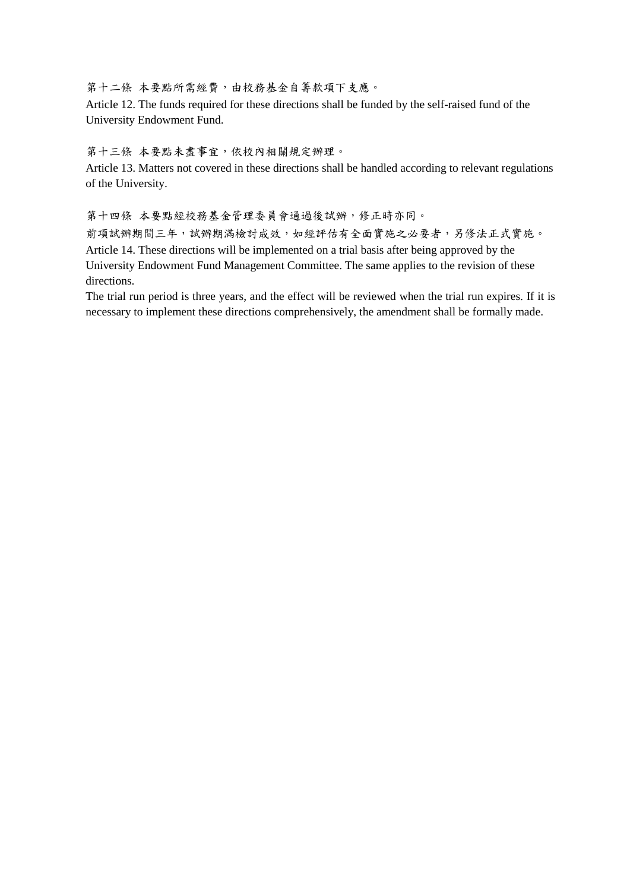第十二條 本要點所需經費，由校務基金自籌款項下支應。

Article 12. The funds required for these directions shall be funded by the self-raised fund of the University Endowment Fund.

第十三條 本要點未盡事宜，依校內相關規定辦理。

Article 13. Matters not covered in these directions shall be handled according to relevant regulations of the University.

第十四條 本要點經校務基金管理委員會通過後試辦，修正時亦同。

前項試辦期間三年，試辦期滿檢討成效，如經評估有全面實施之必要者，另修法正式實施。

Article 14. These directions will be implemented on a trial basis after being approved by the University Endowment Fund Management Committee. The same applies to the revision of these directions.

The trial run period is three years, and the effect will be reviewed when the trial run expires. If it is necessary to implement these directions comprehensively, the amendment shall be formally made.